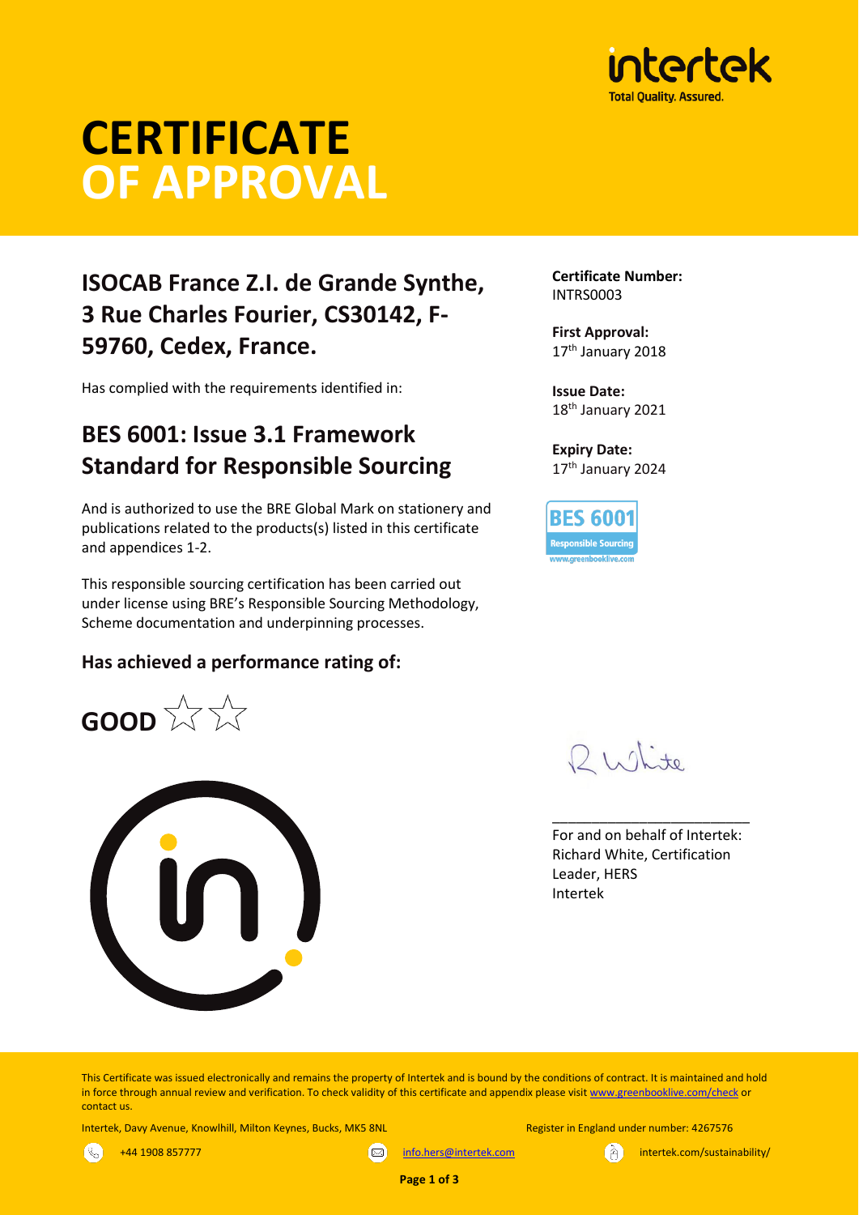# CERTIFICATE OF APPROVAL

## ISOCAB France Z.I. de Grande Synthe, 3 Rue Charles Fourier, CS30142, F-59760, Cedex, France.

Has complied with the requirements identified in:

## BES 6001: Issue 3.1 Framework Standard for Responsible Sourcing

And is authorized to use the BRE Global Mark on stationery and publications related to the products(s) listed in this certificate and appendices 1-2.

This responsible sourcing certification has been carried out under license using BRE's Responsible Sourcing Methodology, Scheme documentation and underpinning processes.

**Has achieved a performance rating of:**

**GOOD** ☆☆

**Certificate Number:**
INTRS0003

**First Approval:**
17th January 2018

**Issue Date:**
18th January 2021

**Expiry Date:**
17th January 2024

BES 6001
Responsible Sourcing
www.greenbooklive.com

R White

For and on behalf of Intertek:
Richard White, Certification Leader, HERS
Intertek

This Certificate was issued electronically and remains the property of Intertek and is bound by the conditions of contract. It is maintained and hold in force through annual review and verification. To check validity of this certificate and appendix please visit www.greenbooklive.com/check or contact us.

Intertek, Davy Avenue, Knowlhill, Milton Keynes, Bucks, MK5 8NL — Register in England under number: 4267576

+44 1908 857777 | info.hers@intertek.com | intertek.com/sustainability/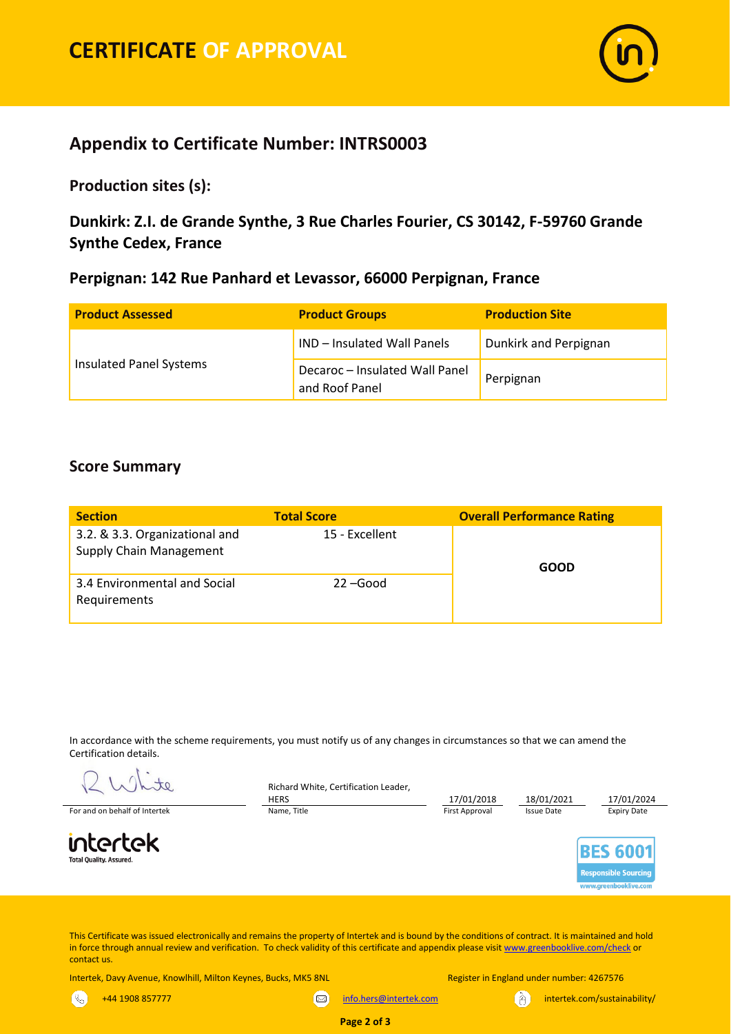# CERTIFICATE OF APPROVAL

## Appendix to Certificate Number: INTRS0003

### Production sites (s):

### Dunkirk: Z.I. de Grande Synthe, 3 Rue Charles Fourier, CS 30142, F-59760 Grande Synthe Cedex, France

### Perpignan: 142 Rue Panhard et Levassor, 66000 Perpignan, France

| Product Assessed | Product Groups | Production Site |
|---|---|---|
| Insulated Panel Systems | IND – Insulated Wall Panels | Dunkirk and Perpignan |
| | Decaroc – Insulated Wall Panel and Roof Panel | Perpignan |

## Score Summary

| Section | Total Score | Overall Performance Rating |
|---|---|---|
| 3.2. & 3.3. Organizational and Supply Chain Management | 15 - Excellent | GOOD |
| 3.4 Environmental and Social Requirements | 22 –Good | |

In accordance with the scheme requirements, you must notify us of any changes in circumstances so that we can amend the Certification details.

| For and on behalf of Intertek | Name, Title | First Approval | Issue Date | Expiry Date |
|---|---|---|---|---|
| R White | Richard White, Certification Leader, HERS | 17/01/2018 | 18/01/2021 | 17/01/2024 |

intertek
Total Quality. Assured.

BES 6001
Responsible Sourcing
www.greenbooklive.com

This Certificate was issued electronically and remains the property of Intertek and is bound by the conditions of contract. It is maintained and hold in force through annual review and verification. To check validity of this certificate and appendix please visit www.greenbooklive.com/check or contact us.

Intertek, Davy Avenue, Knowlhill, Milton Keynes, Bucks, MK5 8NL

Register in England under number: 4267576

+44 1908 857777 | info.hers@intertek.com | intertek.com/sustainability/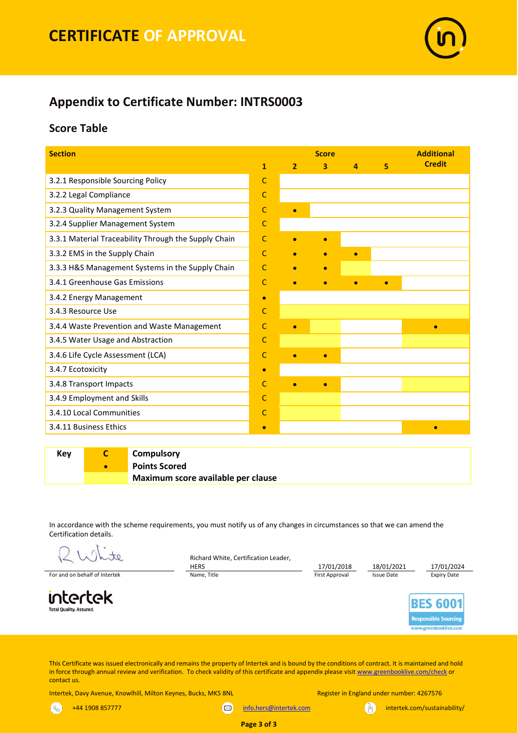# CERTIFICATE OF APPROVAL

## Appendix to Certificate Number: INTRS0003

### Score Table

| Section | Score | | | | | Additional Credit |
|---|---|---|---|---|---|---|
| | 1 | 2 | 3 | 4 | 5 | |
| 3.2.1 Responsible Sourcing Policy | C | | | | | |
| 3.2.2 Legal Compliance | C | | | | | |
| 3.2.3 Quality Management System | C | • | | | | |
| 3.2.4 Supplier Management System | C | | | | | |
| 3.3.1 Material Traceability Through the Supply Chain | C | • | • | | | |
| 3.3.2 EMS in the Supply Chain | C | • | • | • | | |
| 3.3.3 H&S Management Systems in the Supply Chain | C | • | • | | | |
| 3.4.1 Greenhouse Gas Emissions | C | • | • | • | • | |
| 3.4.2 Energy Management | • | | | | | |
| 3.4.3 Resource Use | C | | | | | |
| 3.4.4 Waste Prevention and Waste Management | C | • | | | | • |
| 3.4.5 Water Usage and Abstraction | C | | | | | |
| 3.4.6 Life Cycle Assessment (LCA) | C | • | • | | | |
| 3.4.7 Ecotoxicity | • | | | | | |
| 3.4.8 Transport Impacts | C | • | • | | | |
| 3.4.9 Employment and Skills | C | | | | | |
| 3.4.10 Local Communities | C | | | | | |
| 3.4.11 Business Ethics | • | | | | | • |

| Key | | |
|---|---|---|
| | C | **Compulsory** |
| | • | **Points Scored** |
| | | **Maximum score available per clause** |

In accordance with the scheme requirements, you must notify us of any changes in circumstances so that we can amend the Certification details.

R White

For and on behalf of Intertek

Richard White, Certification Leader, HERS
Name, Title

| First Approval | Issue Date | Expiry Date |
|---|---|---|
| 17/01/2018 | 18/01/2021 | 17/01/2024 |

intertek
Total Quality. Assured.

BES 6001
Responsible Sourcing
www.greenbooklive.com

This Certificate was issued electronically and remains the property of Intertek and is bound by the conditions of contract. It is maintained and hold in force through annual review and verification. To check validity of this certificate and appendix please visit www.greenbooklive.com/check or contact us.

Intertek, Davy Avenue, Knowlhill, Milton Keynes, Bucks, MK5 8NL

Register in England under number: 4267576

+44 1908 857777

info.hers@intertek.com

intertek.com/sustainability/